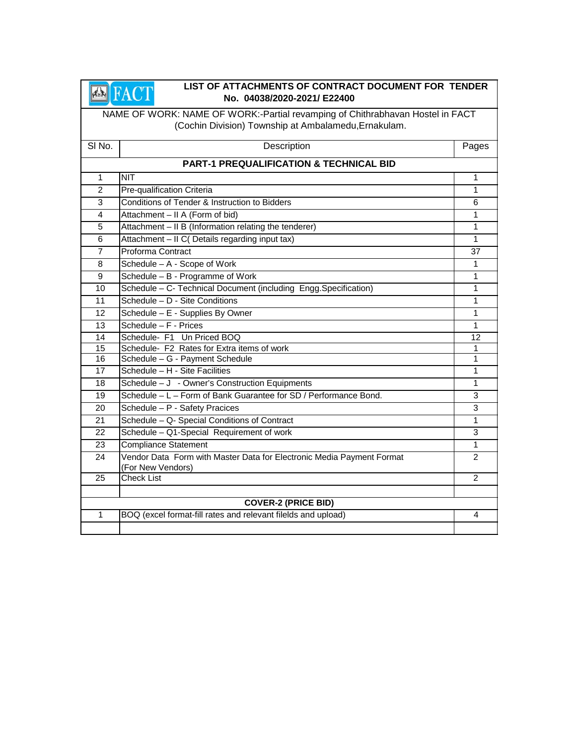# LIST OF ATTACHMENTS OF CONTRACT DOCUMENT FOR TENDER No. 04038/2020-2021/ E22400

NAME OF WORK: NAME OF WORK:-Partial revamping of Chithrabhavan Hostel in FACT (Cochin Division) Township at Ambalamedu,Ernakulam.

| Sl No. | Description | Pages |
|---|---|---|
| | **PART-1 PREQUALIFICATION & TECHNICAL BID** | |
| 1 | NIT | 1 |
| 2 | Pre-qualification Criteria | 1 |
| 3 | Conditions of Tender & Instruction to Bidders | 6 |
| 4 | Attachment – II A (Form of bid) | 1 |
| 5 | Attachment – II B (Information relating the tenderer) | 1 |
| 6 | Attachment – II C( Details regarding input tax) | 1 |
| 7 | Proforma Contract | 37 |
| 8 | Schedule – A - Scope of Work | 1 |
| 9 | Schedule – B - Programme of Work | 1 |
| 10 | Schedule – C- Technical Document (including Engg.Specification) | 1 |
| 11 | Schedule – D - Site Conditions | 1 |
| 12 | Schedule – E - Supplies By Owner | 1 |
| 13 | Schedule – F - Prices | 1 |
| 14 | Schedule- F1 Un Priced BOQ | 12 |
| 15 | Schedule- F2 Rates for Extra items of work | 1 |
| 16 | Schedule – G - Payment Schedule | 1 |
| 17 | Schedule – H - Site Facilities | 1 |
| 18 | Schedule – J - Owner's Construction Equipments | 1 |
| 19 | Schedule – L – Form of Bank Guarantee for SD / Performance Bond. | 3 |
| 20 | Schedule – P - Safety Pracices | 3 |
| 21 | Schedule – Q- Special Conditions of Contract | 1 |
| 22 | Schedule – Q1-Special Requirement of work | 3 |
| 23 | Compliance Statement | 1 |
| 24 | Vendor Data Form with Master Data for Electronic Media Payment Format (For New Vendors) | 2 |
| 25 | Check List | 2 |
| | | |
| | **COVER-2 (PRICE BID)** | |
| 1 | BOQ (excel format-fill rates and relevant filelds and upload) | 4 |
| | | |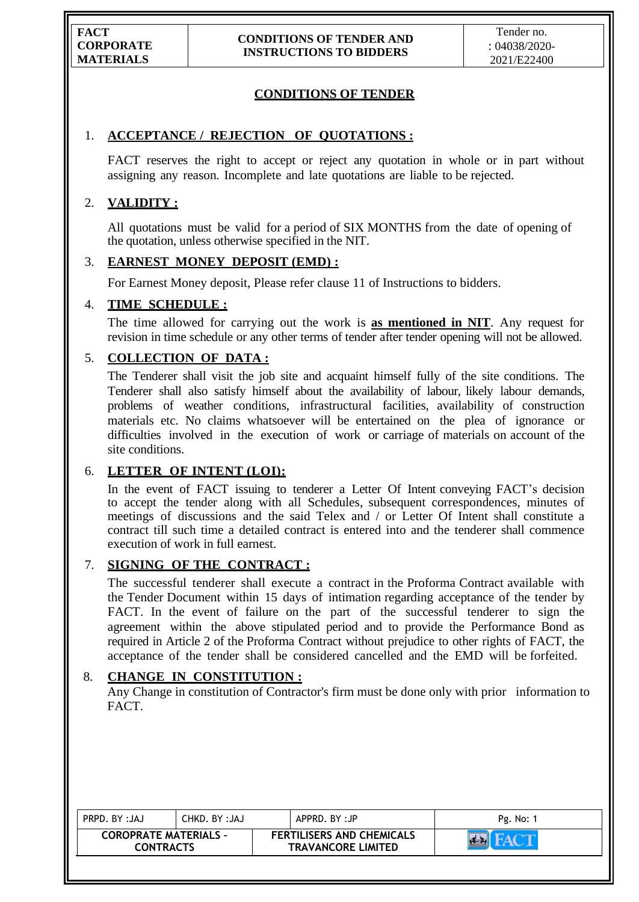## CONDITIONS OF TENDER

1. **ACCEPTANCE / REJECTION OF QUOTATIONS :**

   FACT reserves the right to accept or reject any quotation in whole or in part without assigning any reason. Incomplete and late quotations are liable to be rejected.

2. **VALIDITY :**

   All quotations must be valid for a period of SIX MONTHS from the date of opening of the quotation, unless otherwise specified in the NIT.

3. **EARNEST MONEY DEPOSIT (EMD) :**

   For Earnest Money deposit, Please refer clause 11 of Instructions to bidders.

4. **TIME SCHEDULE :**

   The time allowed for carrying out the work is **as mentioned in NIT**. Any request for revision in time schedule or any other terms of tender after tender opening will not be allowed.

5. **COLLECTION OF DATA :**

   The Tenderer shall visit the job site and acquaint himself fully of the site conditions. The Tenderer shall also satisfy himself about the availability of labour, likely labour demands, problems of weather conditions, infrastructural facilities, availability of construction materials etc. No claims whatsoever will be entertained on the plea of ignorance or difficulties involved in the execution of work or carriage of materials on account of the site conditions.

6. **LETTER OF INTENT (LOI):**

   In the event of FACT issuing to tenderer a Letter Of Intent conveying FACT's decision to accept the tender along with all Schedules, subsequent correspondences, minutes of meetings of discussions and the said Telex and / or Letter Of Intent shall constitute a contract till such time a detailed contract is entered into and the tenderer shall commence execution of work in full earnest.

7. **SIGNING OF THE CONTRACT :**

   The successful tenderer shall execute a contract in the Proforma Contract available with the Tender Document within 15 days of intimation regarding acceptance of the tender by FACT. In the event of failure on the part of the successful tenderer to sign the agreement within the above stipulated period and to provide the Performance Bond as required in Article 2 of the Proforma Contract without prejudice to other rights of FACT, the acceptance of the tender shall be considered cancelled and the EMD will be forfeited.

8. **CHANGE IN CONSTITUTION :**

   Any Change in constitution of Contractor's firm must be done only with prior information to FACT.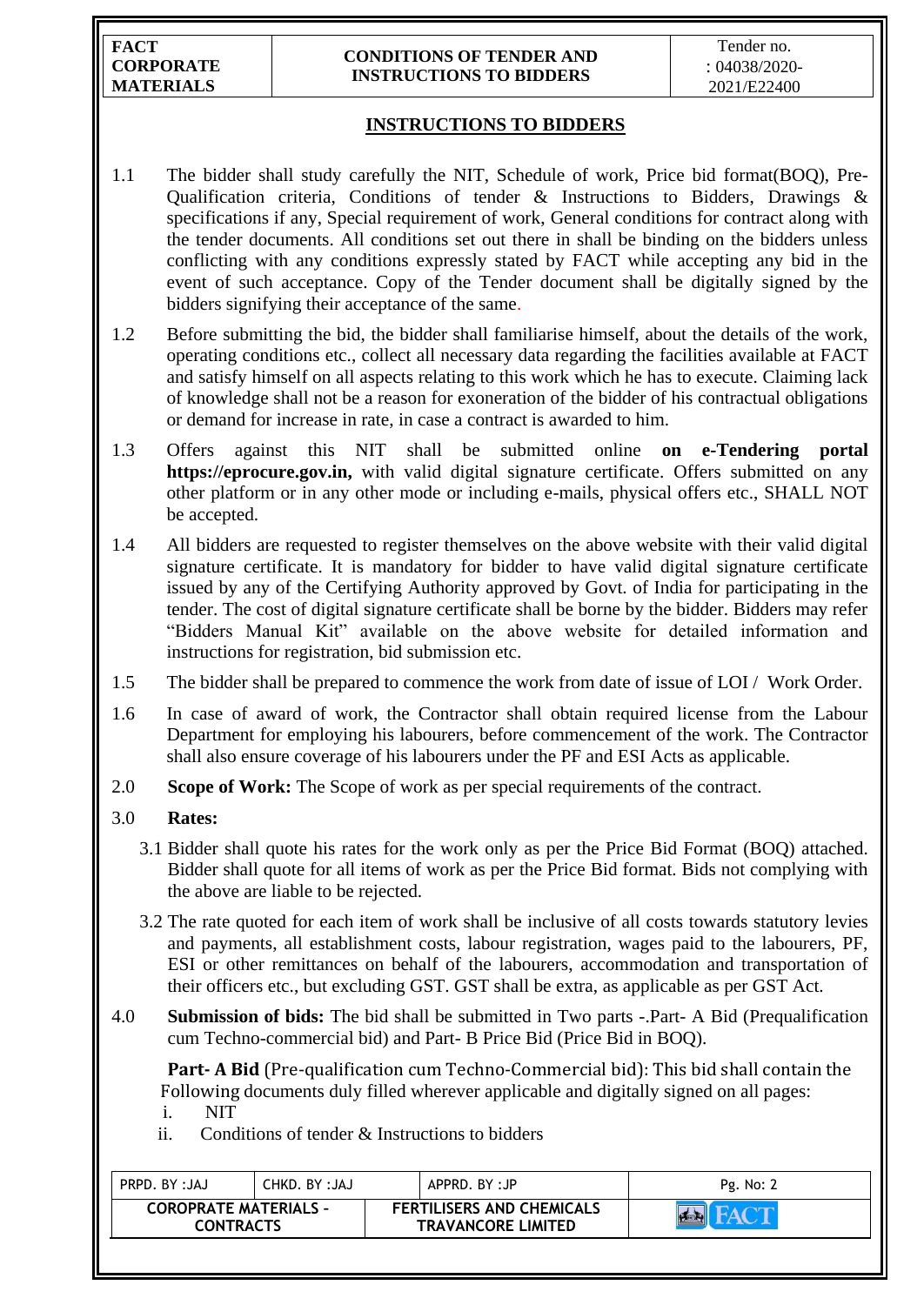## INSTRUCTIONS TO BIDDERS

1.1 The bidder shall study carefully the NIT, Schedule of work, Price bid format(BOQ), Pre-Qualification criteria, Conditions of tender & Instructions to Bidders, Drawings & specifications if any, Special requirement of work, General conditions for contract along with the tender documents. All conditions set out there in shall be binding on the bidders unless conflicting with any conditions expressly stated by FACT while accepting any bid in the event of such acceptance. Copy of the Tender document shall be digitally signed by the bidders signifying their acceptance of the same.

1.2 Before submitting the bid, the bidder shall familiarise himself, about the details of the work, operating conditions etc., collect all necessary data regarding the facilities available at FACT and satisfy himself on all aspects relating to this work which he has to execute. Claiming lack of knowledge shall not be a reason for exoneration of the bidder of his contractual obligations or demand for increase in rate, in case a contract is awarded to him.

1.3 Offers against this NIT shall be submitted online **on e-Tendering portal https://eprocure.gov.in,** with valid digital signature certificate. Offers submitted on any other platform or in any other mode or including e-mails, physical offers etc., SHALL NOT be accepted.

1.4 All bidders are requested to register themselves on the above website with their valid digital signature certificate. It is mandatory for bidder to have valid digital signature certificate issued by any of the Certifying Authority approved by Govt. of India for participating in the tender. The cost of digital signature certificate shall be borne by the bidder. Bidders may refer "Bidders Manual Kit" available on the above website for detailed information and instructions for registration, bid submission etc.

1.5 The bidder shall be prepared to commence the work from date of issue of LOI / Work Order.

1.6 In case of award of work, the Contractor shall obtain required license from the Labour Department for employing his labourers, before commencement of the work. The Contractor shall also ensure coverage of his labourers under the PF and ESI Acts as applicable.

2.0 **Scope of Work:** The Scope of work as per special requirements of the contract.

3.0 **Rates:**

3.1 Bidder shall quote his rates for the work only as per the Price Bid Format (BOQ) attached. Bidder shall quote for all items of work as per the Price Bid format. Bids not complying with the above are liable to be rejected.

3.2 The rate quoted for each item of work shall be inclusive of all costs towards statutory levies and payments, all establishment costs, labour registration, wages paid to the labourers, PF, ESI or other remittances on behalf of the labourers, accommodation and transportation of their officers etc., but excluding GST. GST shall be extra, as applicable as per GST Act.

4.0 **Submission of bids:** The bid shall be submitted in Two parts -.Part- A Bid (Prequalification cum Techno-commercial bid) and Part- B Price Bid (Price Bid in BOQ).

**Part- A Bid** (Pre-qualification cum Techno-Commercial bid): This bid shall contain the Following documents duly filled wherever applicable and digitally signed on all pages:

i. NIT
ii. Conditions of tender & Instructions to bidders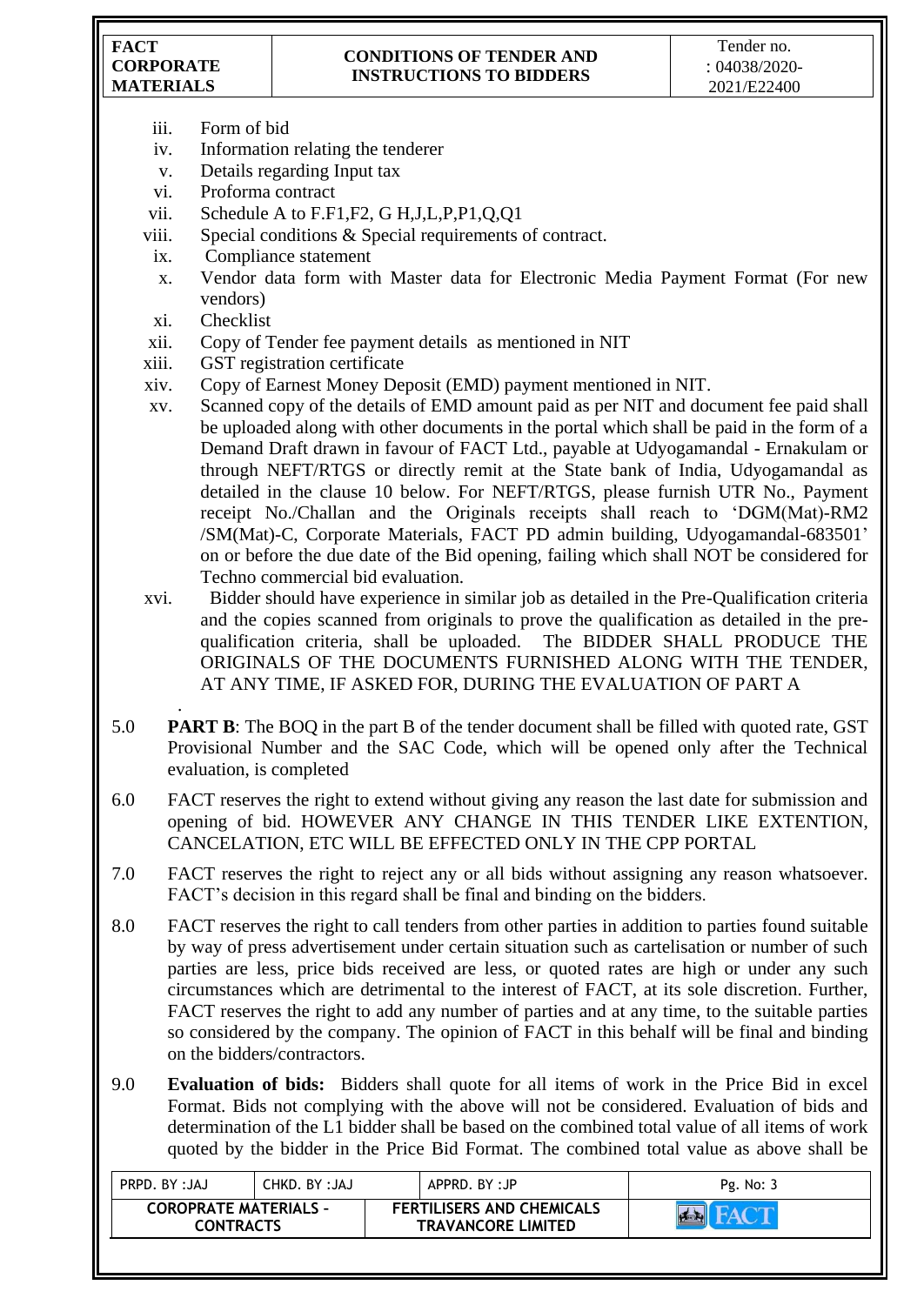iii. Form of bid
iv. Information relating the tenderer
v. Details regarding Input tax
vi. Proforma contract
vii. Schedule A to F.F1,F2, G H,J,L,P,P1,Q,Q1
viii. Special conditions & Special requirements of contract.
ix. Compliance statement
x. Vendor data form with Master data for Electronic Media Payment Format (For new vendors)
xi. Checklist
xii. Copy of Tender fee payment details as mentioned in NIT
xiii. GST registration certificate
xiv. Copy of Earnest Money Deposit (EMD) payment mentioned in NIT.
xv. Scanned copy of the details of EMD amount paid as per NIT and document fee paid shall be uploaded along with other documents in the portal which shall be paid in the form of a Demand Draft drawn in favour of FACT Ltd., payable at Udyogamandal - Ernakulam or through NEFT/RTGS or directly remit at the State bank of India, Udyogamandal as detailed in the clause 10 below. For NEFT/RTGS, please furnish UTR No., Payment receipt No./Challan and the Originals receipts shall reach to 'DGM(Mat)-RM2 /SM(Mat)-C, Corporate Materials, FACT PD admin building, Udyogamandal-683501' on or before the due date of the Bid opening, failing which shall NOT be considered for Techno commercial bid evaluation.
xvi. Bidder should have experience in similar job as detailed in the Pre-Qualification criteria and the copies scanned from originals to prove the qualification as detailed in the pre-qualification criteria, shall be uploaded. The BIDDER SHALL PRODUCE THE ORIGINALS OF THE DOCUMENTS FURNISHED ALONG WITH THE TENDER, AT ANY TIME, IF ASKED FOR, DURING THE EVALUATION OF PART A

5.0 **PART B**: The BOQ in the part B of the tender document shall be filled with quoted rate, GST Provisional Number and the SAC Code, which will be opened only after the Technical evaluation, is completed

6.0 FACT reserves the right to extend without giving any reason the last date for submission and opening of bid. HOWEVER ANY CHANGE IN THIS TENDER LIKE EXTENTION, CANCELATION, ETC WILL BE EFFECTED ONLY IN THE CPP PORTAL

7.0 FACT reserves the right to reject any or all bids without assigning any reason whatsoever. FACT's decision in this regard shall be final and binding on the bidders.

8.0 FACT reserves the right to call tenders from other parties in addition to parties found suitable by way of press advertisement under certain situation such as cartelisation or number of such parties are less, price bids received are less, or quoted rates are high or under any such circumstances which are detrimental to the interest of FACT, at its sole discretion. Further, FACT reserves the right to add any number of parties and at any time, to the suitable parties so considered by the company. The opinion of FACT in this behalf will be final and binding on the bidders/contractors.

9.0 **Evaluation of bids:** Bidders shall quote for all items of work in the Price Bid in excel Format. Bids not complying with the above will not be considered. Evaluation of bids and determination of the L1 bidder shall be based on the combined total value of all items of work quoted by the bidder in the Price Bid Format. The combined total value as above shall be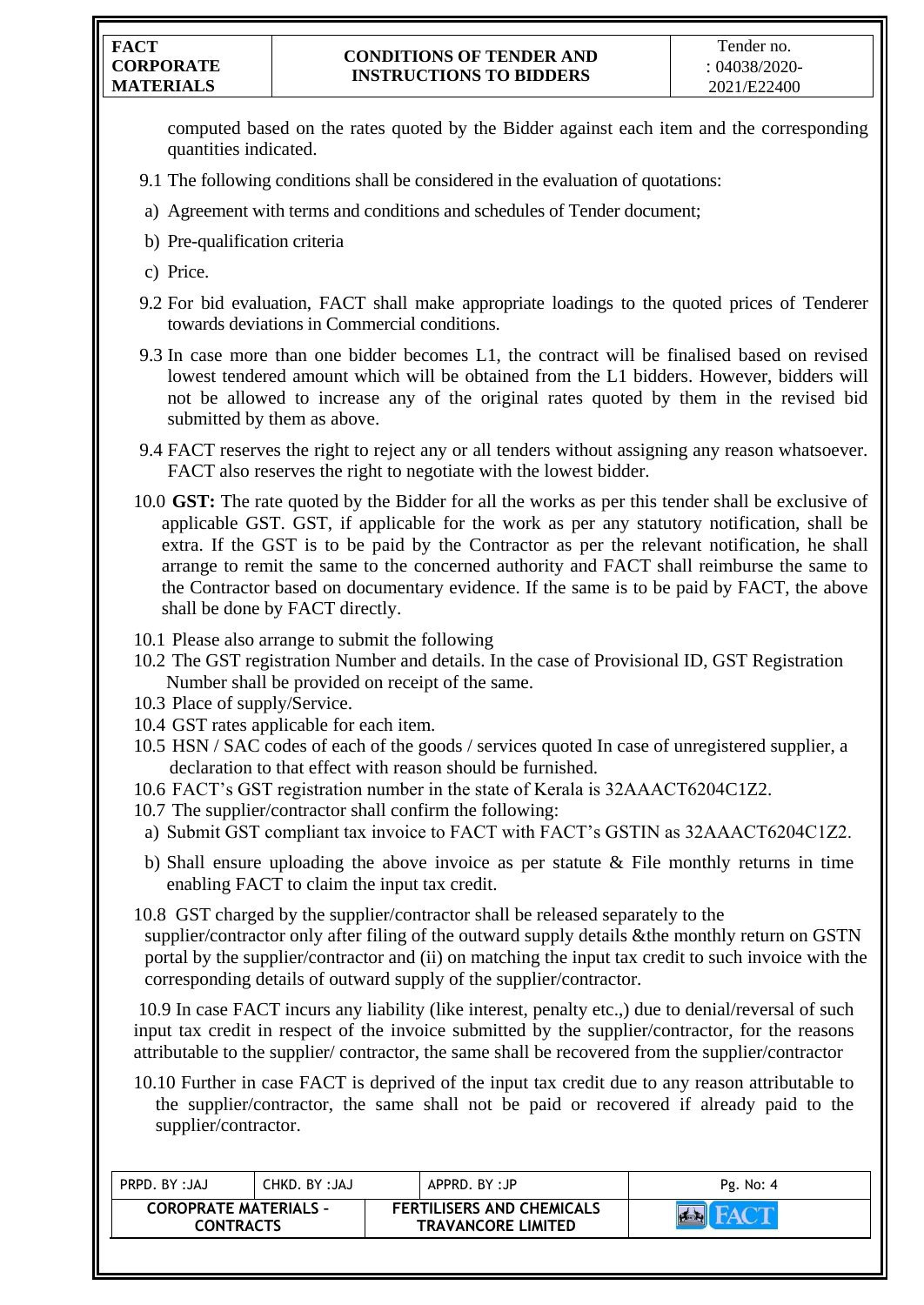computed based on the rates quoted by the Bidder against each item and the corresponding quantities indicated.

9.1 The following conditions shall be considered in the evaluation of quotations:

a) Agreement with terms and conditions and schedules of Tender document;

b) Pre-qualification criteria

c) Price.

9.2 For bid evaluation, FACT shall make appropriate loadings to the quoted prices of Tenderer towards deviations in Commercial conditions.

9.3 In case more than one bidder becomes L1, the contract will be finalised based on revised lowest tendered amount which will be obtained from the L1 bidders. However, bidders will not be allowed to increase any of the original rates quoted by them in the revised bid submitted by them as above.

9.4 FACT reserves the right to reject any or all tenders without assigning any reason whatsoever. FACT also reserves the right to negotiate with the lowest bidder.

10.0 **GST:** The rate quoted by the Bidder for all the works as per this tender shall be exclusive of applicable GST. GST, if applicable for the work as per any statutory notification, shall be extra. If the GST is to be paid by the Contractor as per the relevant notification, he shall arrange to remit the same to the concerned authority and FACT shall reimburse the same to the Contractor based on documentary evidence. If the same is to be paid by FACT, the above shall be done by FACT directly.

10.1 Please also arrange to submit the following

10.2 The GST registration Number and details. In the case of Provisional ID, GST Registration Number shall be provided on receipt of the same.

10.3 Place of supply/Service.

10.4 GST rates applicable for each item.

10.5 HSN / SAC codes of each of the goods / services quoted In case of unregistered supplier, a declaration to that effect with reason should be furnished.

10.6 FACT's GST registration number in the state of Kerala is 32AAACT6204C1Z2.

10.7 The supplier/contractor shall confirm the following:

a) Submit GST compliant tax invoice to FACT with FACT's GSTIN as 32AAACT6204C1Z2.

b) Shall ensure uploading the above invoice as per statute & File monthly returns in time enabling FACT to claim the input tax credit.

10.8 GST charged by the supplier/contractor shall be released separately to the supplier/contractor only after filing of the outward supply details &the monthly return on GSTN portal by the supplier/contractor and (ii) on matching the input tax credit to such invoice with the corresponding details of outward supply of the supplier/contractor.

10.9 In case FACT incurs any liability (like interest, penalty etc.,) due to denial/reversal of such input tax credit in respect of the invoice submitted by the supplier/contractor, for the reasons attributable to the supplier/ contractor, the same shall be recovered from the supplier/contractor

10.10 Further in case FACT is deprived of the input tax credit due to any reason attributable to the supplier/contractor, the same shall not be paid or recovered if already paid to the supplier/contractor.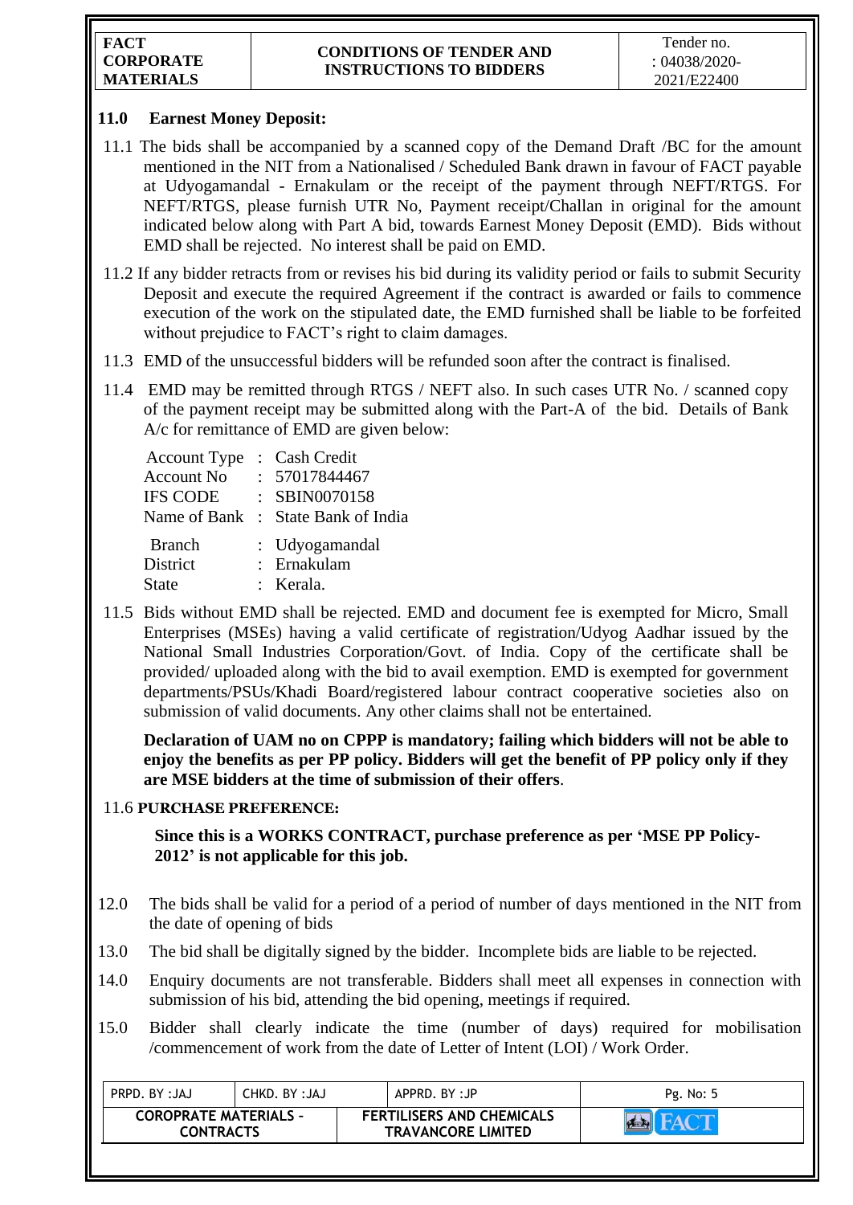## 11.0 Earnest Money Deposit:

11.1 The bids shall be accompanied by a scanned copy of the Demand Draft /BC for the amount mentioned in the NIT from a Nationalised / Scheduled Bank drawn in favour of FACT payable at Udyogamandal - Ernakulam or the receipt of the payment through NEFT/RTGS. For NEFT/RTGS, please furnish UTR No, Payment receipt/Challan in original for the amount indicated below along with Part A bid, towards Earnest Money Deposit (EMD). Bids without EMD shall be rejected. No interest shall be paid on EMD.

11.2 If any bidder retracts from or revises his bid during its validity period or fails to submit Security Deposit and execute the required Agreement if the contract is awarded or fails to commence execution of the work on the stipulated date, the EMD furnished shall be liable to be forfeited without prejudice to FACT's right to claim damages.

11.3 EMD of the unsuccessful bidders will be refunded soon after the contract is finalised.

11.4 EMD may be remitted through RTGS / NEFT also. In such cases UTR No. / scanned copy of the payment receipt may be submitted along with the Part-A of the bid. Details of Bank A/c for remittance of EMD are given below:

Account Type : Cash Credit
Account No : 57017844467
IFS CODE : SBIN0070158
Name of Bank : State Bank of India
Branch : Udyogamandal
District : Ernakulam
State : Kerala.

11.5 Bids without EMD shall be rejected. EMD and document fee is exempted for Micro, Small Enterprises (MSEs) having a valid certificate of registration/Udyog Aadhar issued by the National Small Industries Corporation/Govt. of India. Copy of the certificate shall be provided/ uploaded along with the bid to avail exemption. EMD is exempted for government departments/PSUs/Khadi Board/registered labour contract cooperative societies also on submission of valid documents. Any other claims shall not be entertained.

**Declaration of UAM no on CPPP is mandatory; failing which bidders will not be able to enjoy the benefits as per PP policy. Bidders will get the benefit of PP policy only if they are MSE bidders at the time of submission of their offers**.

11.6 **PURCHASE PREFERENCE:**

**Since this is a WORKS CONTRACT, purchase preference as per 'MSE PP Policy-2012' is not applicable for this job.**

12.0 The bids shall be valid for a period of a period of number of days mentioned in the NIT from the date of opening of bids

13.0 The bid shall be digitally signed by the bidder. Incomplete bids are liable to be rejected.

14.0 Enquiry documents are not transferable. Bidders shall meet all expenses in connection with submission of his bid, attending the bid opening, meetings if required.

15.0 Bidder shall clearly indicate the time (number of days) required for mobilisation /commencement of work from the date of Letter of Intent (LOI) / Work Order.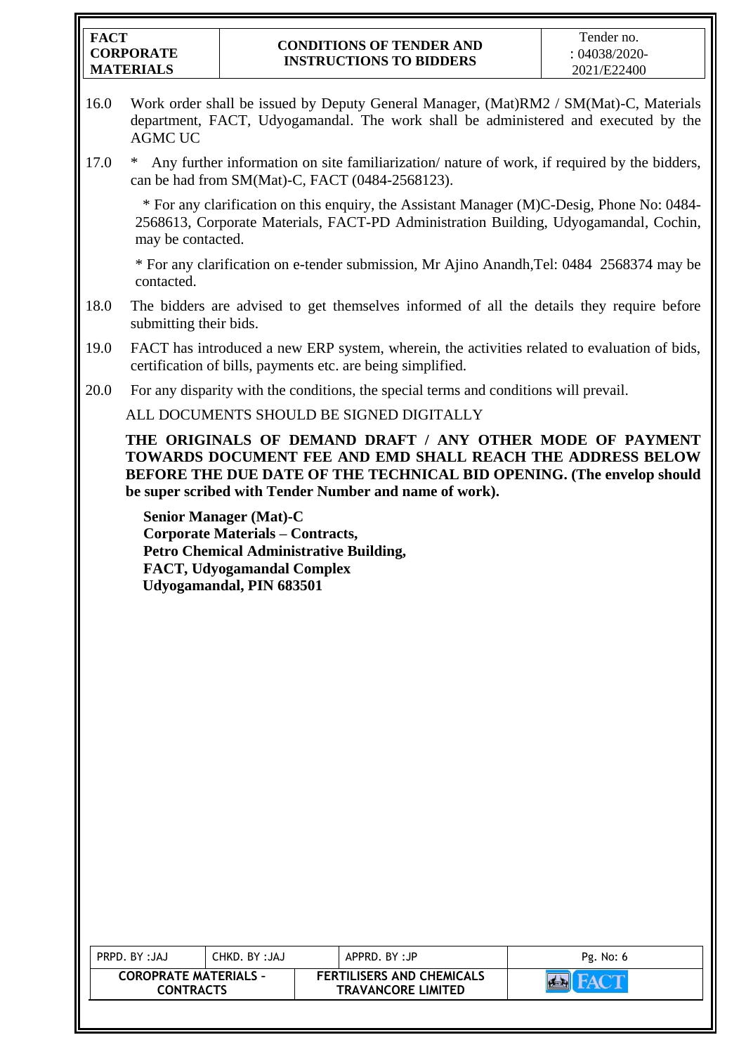16.0 Work order shall be issued by Deputy General Manager, (Mat)RM2 / SM(Mat)-C, Materials department, FACT, Udyogamandal. The work shall be administered and executed by the AGMC UC

17.0 * Any further information on site familiarization/ nature of work, if required by the bidders, can be had from SM(Mat)-C, FACT (0484-2568123).

* For any clarification on this enquiry, the Assistant Manager (M)C-Desig, Phone No: 0484-2568613, Corporate Materials, FACT-PD Administration Building, Udyogamandal, Cochin, may be contacted.

* For any clarification on e-tender submission, Mr Ajino Anandh,Tel: 0484 2568374 may be contacted.

18.0 The bidders are advised to get themselves informed of all the details they require before submitting their bids.

19.0 FACT has introduced a new ERP system, wherein, the activities related to evaluation of bids, certification of bills, payments etc. are being simplified.

20.0 For any disparity with the conditions, the special terms and conditions will prevail.

ALL DOCUMENTS SHOULD BE SIGNED DIGITALLY

**THE ORIGINALS OF DEMAND DRAFT / ANY OTHER MODE OF PAYMENT TOWARDS DOCUMENT FEE AND EMD SHALL REACH THE ADDRESS BELOW BEFORE THE DUE DATE OF THE TECHNICAL BID OPENING. (The envelop should be super scribed with Tender Number and name of work).**

**Senior Manager (Mat)-C**
**Corporate Materials – Contracts,**
**Petro Chemical Administrative Building,**
**FACT, Udyogamandal Complex**
**Udyogamandal, PIN 683501**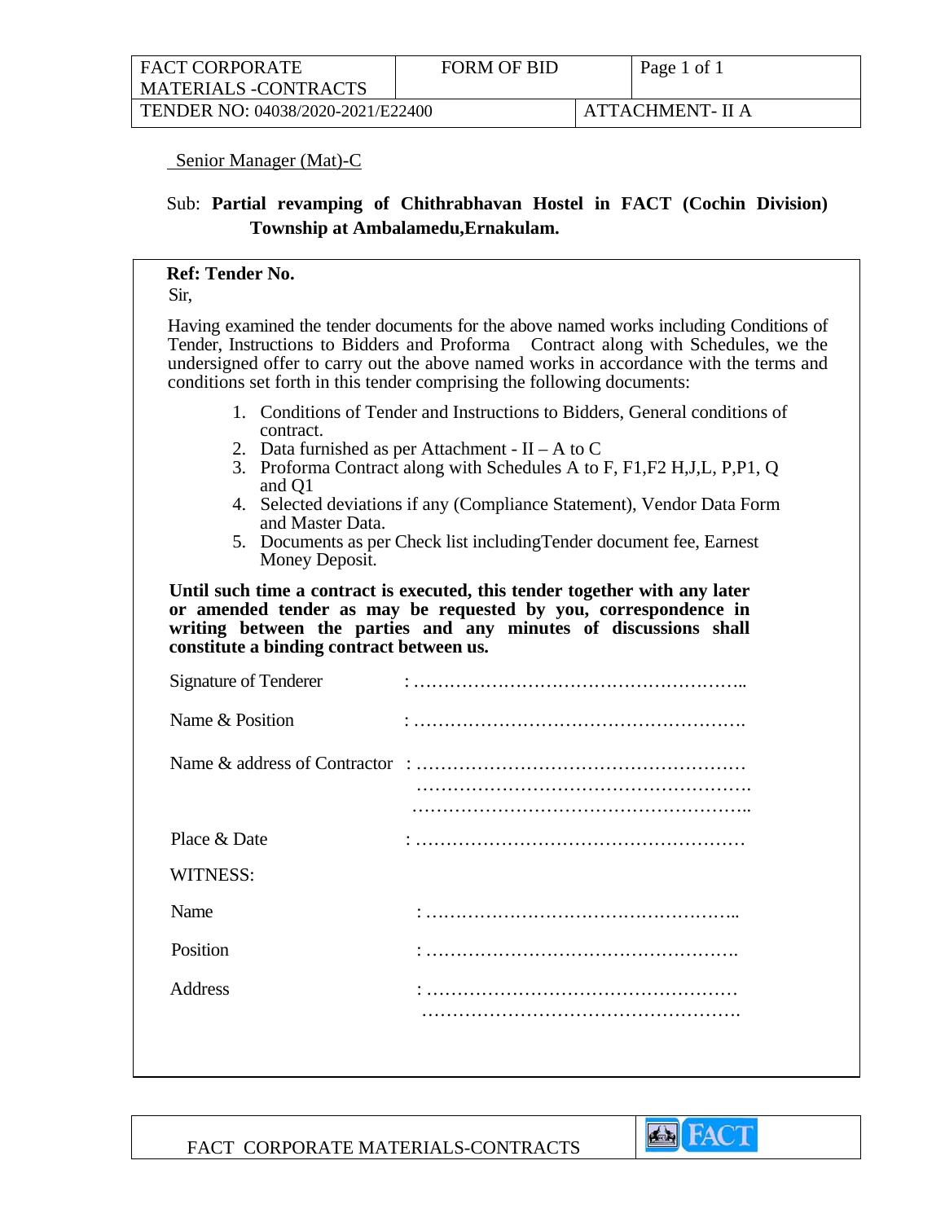| FACT CORPORATE MATERIALS -CONTRACTS | FORM OF BID | Page 1 of 1 |
|---|---|---|
| TENDER NO: 04038/2020-2021/E22400 | | ATTACHMENT- II A |

Senior Manager (Mat)-C

Sub: **Partial revamping of Chithrabhavan Hostel in FACT (Cochin Division) Township at Ambalamedu,Ernakulam.**

**Ref: Tender No.**

Sir,

Having examined the tender documents for the above named works including Conditions of Tender, Instructions to Bidders and Proforma Contract along with Schedules, we the undersigned offer to carry out the above named works in accordance with the terms and conditions set forth in this tender comprising the following documents:

1. Conditions of Tender and Instructions to Bidders, General conditions of contract.
2. Data furnished as per Attachment - II – A to C
3. Proforma Contract along with Schedules A to F, F1,F2 H,J,L, P,P1, Q and Q1
4. Selected deviations if any (Compliance Statement), Vendor Data Form and Master Data.
5. Documents as per Check list includingTender document fee, Earnest Money Deposit.

**Until such time a contract is executed, this tender together with any later or amended tender as may be requested by you, correspondence in writing between the parties and any minutes of discussions shall constitute a binding contract between us.**

Signature of Tenderer : ………………………………………………..

Name & Position : ……………………………………………….

Name & address of Contractor : ………………………………………………
……………………………………………….
………………………………………………..

Place & Date : ………………………………………………

WITNESS:

Name : ……………………………………………..

Position : …………………………………………….

Address : ……………………………………………
…………………………………………….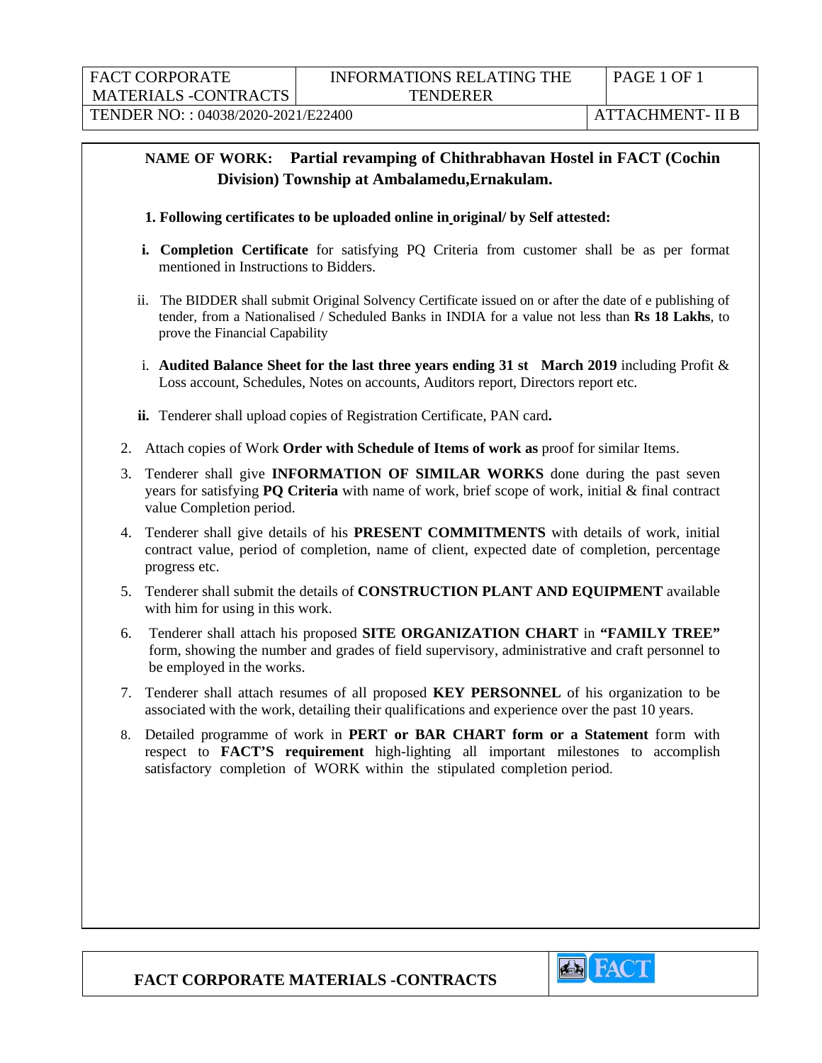| FACT CORPORATE MATERIALS -CONTRACTS | INFORMATIONS RELATING THE TENDERER | PAGE 1 OF 1 |
|---|---|---|
| TENDER NO: : 04038/2020-2021/E22400 | | ATTACHMENT- II B |

**NAME OF WORK: Partial revamping of Chithrabhavan Hostel in FACT (Cochin Division) Township at Ambalamedu,Ernakulam.**

1. **Following certificates to be uploaded online in original/ by Self attested:**

   i. **Completion Certificate** for satisfying PQ Criteria from customer shall be as per format mentioned in Instructions to Bidders.

   ii. The BIDDER shall submit Original Solvency Certificate issued on or after the date of e publishing of tender, from a Nationalised / Scheduled Banks in INDIA for a value not less than **Rs 18 Lakhs**, to prove the Financial Capability

   i. **Audited Balance Sheet for the last three years ending 31 st March 2019** including Profit & Loss account, Schedules, Notes on accounts, Auditors report, Directors report etc.

   **ii.** Tenderer shall upload copies of Registration Certificate, PAN card**.**

2. Attach copies of Work **Order with Schedule of Items of work as** proof for similar Items.

3. Tenderer shall give **INFORMATION OF SIMILAR WORKS** done during the past seven years for satisfying **PQ Criteria** with name of work, brief scope of work, initial & final contract value Completion period.

4. Tenderer shall give details of his **PRESENT COMMITMENTS** with details of work, initial contract value, period of completion, name of client, expected date of completion, percentage progress etc.

5. Tenderer shall submit the details of **CONSTRUCTION PLANT AND EQUIPMENT** available with him for using in this work.

6. Tenderer shall attach his proposed **SITE ORGANIZATION CHART** in **"FAMILY TREE"** form, showing the number and grades of field supervisory, administrative and craft personnel to be employed in the works.

7. Tenderer shall attach resumes of all proposed **KEY PERSONNEL** of his organization to be associated with the work, detailing their qualifications and experience over the past 10 years.

8. Detailed programme of work in **PERT or BAR CHART form or a Statement** form with respect to **FACT'S requirement** high-lighting all important milestones to accomplish satisfactory completion of WORK within the stipulated completion period.

**FACT CORPORATE MATERIALS -CONTRACTS**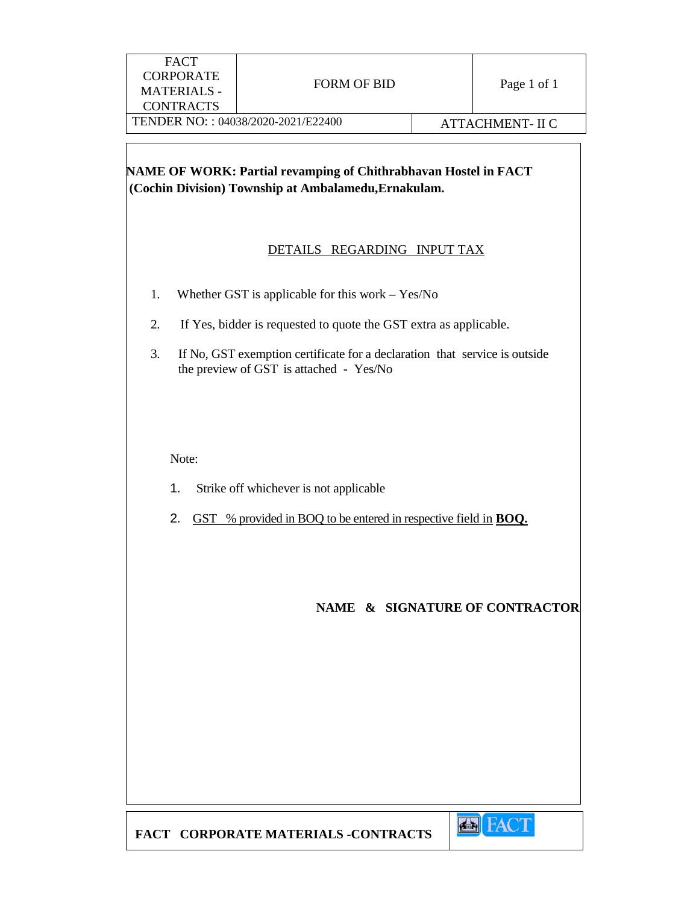| FACT CORPORATE MATERIALS - CONTRACTS | FORM OF BID | |
|---|---|---|
| TENDER NO: : 04038/2020-2021/E22400 | | ATTACHMENT- II C |

**NAME OF WORK: Partial revamping of Chithrabhavan Hostel in FACT (Cochin Division) Township at Ambalamedu,Ernakulam.**

## DETAILS REGARDING INPUT TAX

1. Whether GST is applicable for this work – Yes/No
2. If Yes, bidder is requested to quote the GST extra as applicable.
3. If No, GST exemption certificate for a declaration that service is outside the preview of GST is attached - Yes/No

Note:

1. Strike off whichever is not applicable
2. GST % provided in BOQ to be entered in respective field in **BOQ.**

**NAME & SIGNATURE OF CONTRACTOR**

**FACT CORPORATE MATERIALS -CONTRACTS**